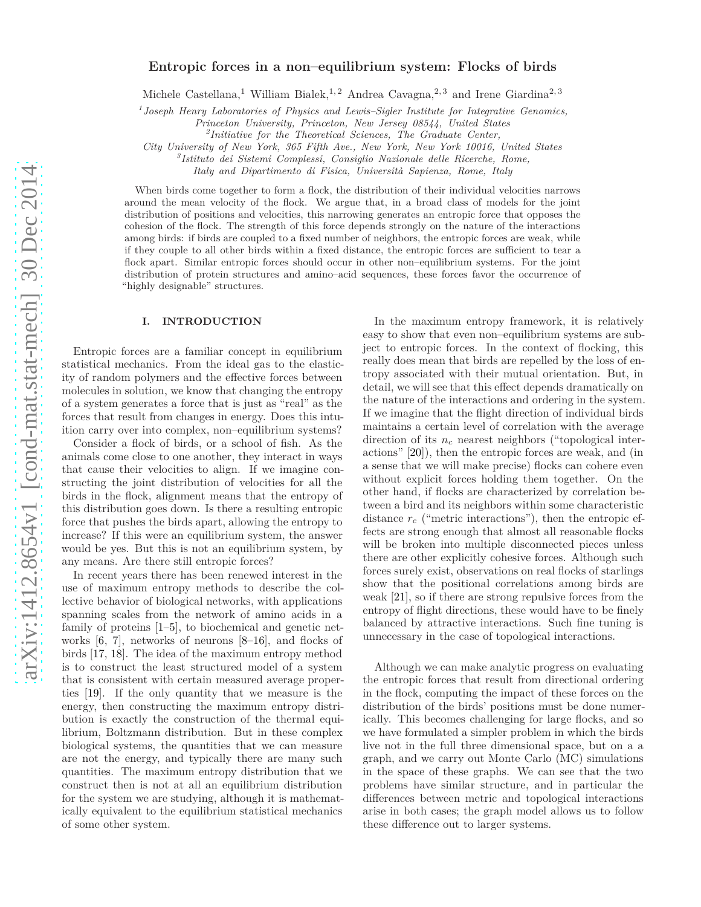# Entropic forces in a non–equilibrium system: Flocks of birds

Michele Castellana,[1] William Bialek,[1,2] Andrea Cavagna,[2,3] and Irene Giardina[2,3]

[1]Joseph Henry Laboratories of Physics and Lewis–Sigler Institute for Integrative Genomics, Princeton University, Princeton, New Jersey 08544, United States
[2]Initiative for the Theoretical Sciences, The Graduate Center, City University of New York, 365 Fifth Ave., New York, New York 10016, United States
[3]Istituto dei Sistemi Complessi, Consiglio Nazionale delle Ricerche, Rome, Italy and Dipartimento di Fisica, Università Sapienza, Rome, Italy

When birds come together to form a flock, the distribution of their individual velocities narrows around the mean velocity of the flock. We argue that, in a broad class of models for the joint distribution of positions and velocities, this narrowing generates an entropic force that opposes the cohesion of the flock. The strength of this force depends strongly on the nature of the interactions among birds: if birds are coupled to a fixed number of neighbors, the entropic forces are weak, while if they couple to all other birds within a fixed distance, the entropic forces are sufficient to tear a flock apart. Similar entropic forces should occur in other non–equilibrium systems. For the joint distribution of protein structures and amino–acid sequences, these forces favor the occurrence of "highly designable" structures.

## I. INTRODUCTION

Entropic forces are a familiar concept in equilibrium statistical mechanics. From the ideal gas to the elasticity of random polymers and the effective forces between molecules in solution, we know that changing the entropy of a system generates a force that is just as "real" as the forces that result from changes in energy. Does this intuition carry over into complex, non–equilibrium systems?

Consider a flock of birds, or a school of fish. As the animals come close to one another, they interact in ways that cause their velocities to align. If we imagine constructing the joint distribution of velocities for all the birds in the flock, alignment means that the entropy of this distribution goes down. Is there a resulting entropic force that pushes the birds apart, allowing the entropy to increase? If this were an equilibrium system, the answer would be yes. But this is not an equilibrium system, by any means. Are there still entropic forces?

In recent years there has been renewed interest in the use of maximum entropy methods to describe the collective behavior of biological networks, with applications spanning scales from the network of amino acids in a family of proteins [1–5], to biochemical and genetic networks [6, 7], networks of neurons [8–16], and flocks of birds [17, 18]. The idea of the maximum entropy method is to construct the least structured model of a system that is consistent with certain measured average properties [19]. If the only quantity that we measure is the energy, then constructing the maximum entropy distribution is exactly the construction of the thermal equilibrium, Boltzmann distribution. But in these complex biological systems, the quantities that we can measure are not the energy, and typically there are many such quantities. The maximum entropy distribution that we construct then is not at all an equilibrium distribution for the system we are studying, although it is mathematically equivalent to the equilibrium statistical mechanics of some other system.

In the maximum entropy framework, it is relatively easy to show that even non–equilibrium systems are subject to entropic forces. In the context of flocking, this really does mean that birds are repelled by the loss of entropy associated with their mutual orientation. But, in detail, we will see that this effect depends dramatically on the nature of the interactions and ordering in the system. If we imagine that the flight direction of individual birds maintains a certain level of correlation with the average direction of its $n_c$ nearest neighbors ("topological interactions" [20]), then the entropic forces are weak, and (in a sense that we will make precise) flocks can cohere even without explicit forces holding them together. On the other hand, if flocks are characterized by correlation between a bird and its neighbors within some characteristic distance $r_c$ ("metric interactions"), then the entropic effects are strong enough that almost all reasonable flocks will be broken into multiple disconnected pieces unless there are other explicitly cohesive forces. Although such forces surely exist, observations on real flocks of starlings show that the positional correlations among birds are weak [21], so if there are strong repulsive forces from the entropy of flight directions, these would have to be finely balanced by attractive interactions. Such fine tuning is unnecessary in the case of topological interactions.

Although we can make analytic progress on evaluating the entropic forces that result from directional ordering in the flock, computing the impact of these forces on the distribution of the birds' positions must be done numerically. This becomes challenging for large flocks, and so we have formulated a simpler problem in which the birds live not in the full three dimensional space, but on a a graph, and we carry out Monte Carlo (MC) simulations in the space of these graphs. We can see that the two problems have similar structure, and in particular the differences between metric and topological interactions arise in both cases; the graph model allows us to follow these difference out to larger systems.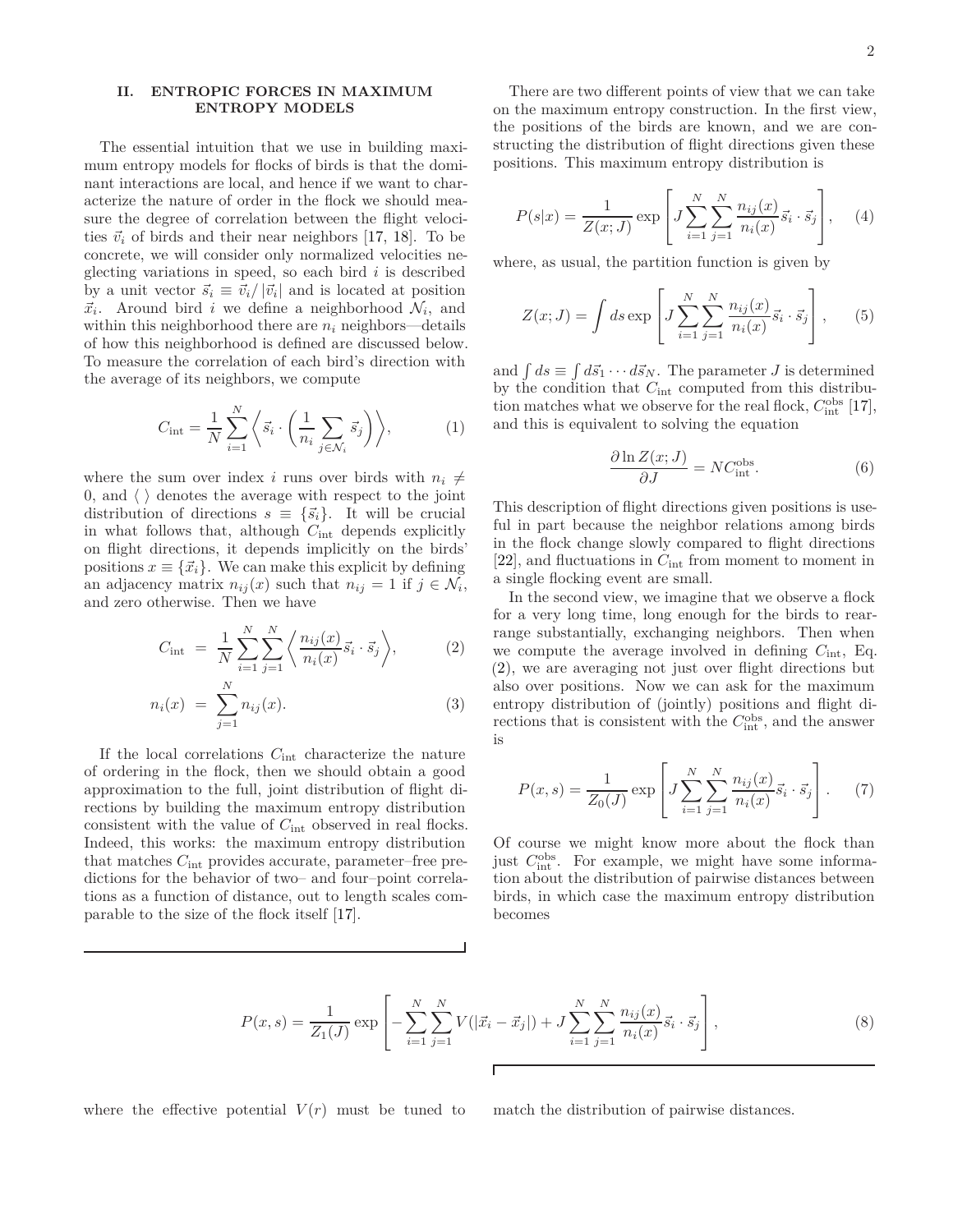## II. ENTROPIC FORCES IN MAXIMUM ENTROPY MODELS

The essential intuition that we use in building maximum entropy models for flocks of birds is that the dominant interactions are local, and hence if we want to characterize the nature of order in the flock we should measure the degree of correlation between the flight velocities $\vec{v}_i$ of birds and their near neighbors [17, 18]. To be concrete, we will consider only normalized velocities neglecting variations in speed, so each bird $i$ is described by a unit vector $\vec{s}_i \equiv \vec{v}_i/|\vec{v}_i|$ and is located at position $\vec{x}_i$. Around bird $i$ we define a neighborhood $\mathcal{N}_i$, and within this neighborhood there are $n_i$ neighbors—details of how this neighborhood is defined are discussed below. To measure the correlation of each bird's direction with the average of its neighbors, we compute

$$C_{\rm int} = \frac{1}{N}\sum_{i=1}^{N}\left\langle \vec{s}_i \cdot \left(\frac{1}{n_i}\sum_{j\in\mathcal{N}_i}\vec{s}_j\right)\right\rangle, \tag{1}$$

where the sum over index $i$ runs over birds with $n_i \neq 0$, and $\langle\,\rangle$ denotes the average with respect to the joint distribution of directions $s \equiv \{\vec{s}_i\}$. It will be crucial in what follows that, although $C_{\rm int}$ depends explicitly on flight directions, it depends implicitly on the birds' positions $x \equiv \{\vec{x}_i\}$. We can make this explicit by defining an adjacency matrix $n_{ij}(x)$ such that $n_{ij} = 1$ if $j \in \mathcal{N}_i$, and zero otherwise. Then we have

$$C_{\rm int} = \frac{1}{N}\sum_{i=1}^{N}\sum_{j=1}^{N}\left\langle \frac{n_{ij}(x)}{n_i(x)}\vec{s}_i\cdot\vec{s}_j\right\rangle, \tag{2}$$

$$n_i(x) = \sum_{j=1}^{N} n_{ij}(x). \tag{3}$$

If the local correlations $C_{\rm int}$ characterize the nature of ordering in the flock, then we should obtain a good approximation to the full, joint distribution of flight directions by building the maximum entropy distribution consistent with the value of $C_{\rm int}$ observed in real flocks. Indeed, this works: the maximum entropy distribution that matches $C_{\rm int}$ provides accurate, parameter–free predictions for the behavior of two– and four–point correlations as a function of distance, out to length scales comparable to the size of the flock itself [17].

There are two different points of view that we can take on the maximum entropy construction. In the first view, the positions of the birds are known, and we are constructing the distribution of flight directions given these positions. This maximum entropy distribution is

$$P(s|x) = \frac{1}{Z(x;J)}\exp\left[J\sum_{i=1}^{N}\sum_{j=1}^{N}\frac{n_{ij}(x)}{n_i(x)}\vec{s}_i\cdot\vec{s}_j\right], \tag{4}$$

where, as usual, the partition function is given by

$$Z(x;J) = \int ds\,\exp\left[J\sum_{i=1}^{N}\sum_{j=1}^{N}\frac{n_{ij}(x)}{n_i(x)}\vec{s}_i\cdot\vec{s}_j\right], \tag{5}$$

and $\int ds \equiv \int d\vec{s}_1\cdots d\vec{s}_N$. The parameter $J$ is determined by the condition that $C_{\rm int}$ computed from this distribution matches what we observe for the real flock, $C_{\rm int}^{\rm obs}$ [17], and this is equivalent to solving the equation

$$\frac{\partial \ln Z(x;J)}{\partial J} = NC_{\rm int}^{\rm obs}. \tag{6}$$

This description of flight directions given positions is useful in part because the neighbor relations among birds in the flock change slowly compared to flight directions [22], and fluctuations in $C_{\rm int}$ from moment to moment in a single flocking event are small.

In the second view, we imagine that we observe a flock for a very long time, long enough for the birds to rearrange substantially, exchanging neighbors. Then when we compute the average involved in defining $C_{\rm int}$, Eq. (2), we are averaging not just over flight directions but also over positions. Now we can ask for the maximum entropy distribution of (jointly) positions and flight directions that is consistent with the $C_{\rm int}^{\rm obs}$, and the answer is

$$P(x,s) = \frac{1}{Z_0(J)}\exp\left[J\sum_{i=1}^{N}\sum_{j=1}^{N}\frac{n_{ij}(x)}{n_i(x)}\vec{s}_i\cdot\vec{s}_j\right]. \tag{7}$$

Of course we might know more about the flock than just $C_{\rm int}^{\rm obs}$. For example, we might have some information about the distribution of pairwise distances between birds, in which case the maximum entropy distribution becomes

$$P(x,s) = \frac{1}{Z_1(J)}\exp\left[-\sum_{i=1}^{N}\sum_{j=1}^{N}V(|\vec{x}_i-\vec{x}_j|) + J\sum_{i=1}^{N}\sum_{j=1}^{N}\frac{n_{ij}(x)}{n_i(x)}\vec{s}_i\cdot\vec{s}_j\right], \tag{8}$$

where the effective potential $V(r)$ must be tuned to match the distribution of pairwise distances.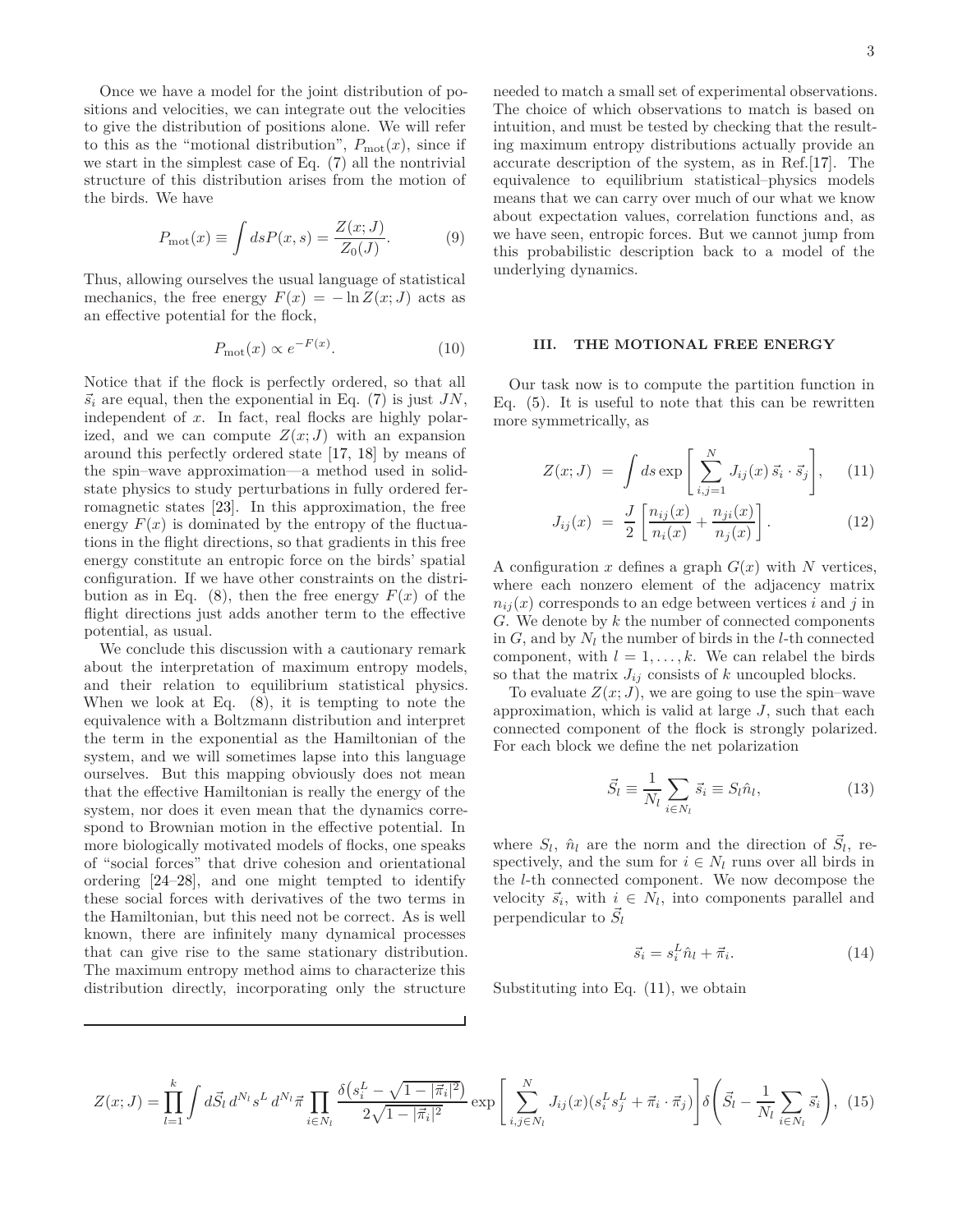Once we have a model for the joint distribution of positions and velocities, we can integrate out the velocities to give the distribution of positions alone. We will refer to this as the "motional distribution", $P_{\rm mot}(x)$, since if we start in the simplest case of Eq. (7) all the nontrivial structure of this distribution arises from the motion of the birds. We have

$$P_{\rm mot}(x) \equiv \int ds P(x,s) = \frac{Z(x;J)}{Z_0(J)}. \tag{9}$$

Thus, allowing ourselves the usual language of statistical mechanics, the free energy $F(x) = -\ln Z(x;J)$ acts as an effective potential for the flock,

$$P_{\rm mot}(x) \propto e^{-F(x)}. \tag{10}$$

Notice that if the flock is perfectly ordered, so that all $\vec{s}_i$ are equal, then the exponential in Eq. (7) is just $JN$, independent of $x$. In fact, real flocks are highly polarized, and we can compute $Z(x;J)$ with an expansion around this perfectly ordered state [17, 18] by means of the spin–wave approximation—a method used in solid-state physics to study perturbations in fully ordered ferromagnetic states [23]. In this approximation, the free energy $F(x)$ is dominated by the entropy of the fluctuations in the flight directions, so that gradients in this free energy constitute an entropic force on the birds' spatial configuration. If we have other constraints on the distribution as in Eq. (8), then the free energy $F(x)$ of the flight directions just adds another term to the effective potential, as usual.

We conclude this discussion with a cautionary remark about the interpretation of maximum entropy models, and their relation to equilibrium statistical physics. When we look at Eq. (8), it is tempting to note the equivalence with a Boltzmann distribution and interpret the term in the exponential as the Hamiltonian of the system, and we will sometimes lapse into this language ourselves. But this mapping obviously does not mean that the effective Hamiltonian is really the energy of the system, nor does it even mean that the dynamics correspond to Brownian motion in the effective potential. In more biologically motivated models of flocks, one speaks of "social forces" that drive cohesion and orientational ordering [24–28], and one might tempted to identify these social forces with derivatives of the two terms in the Hamiltonian, but this need not be correct. As is well known, there are infinitely many dynamical processes that can give rise to the same stationary distribution. The maximum entropy method aims to characterize this distribution directly, incorporating only the structure needed to match a small set of experimental observations. The choice of which observations to match is based on intuition, and must be tested by checking that the resulting maximum entropy distributions actually provide an accurate description of the system, as in Ref.[17]. The equivalence to equilibrium statistical–physics models means that we can carry over much of our what we know about expectation values, correlation functions and, as we have seen, entropic forces. But we cannot jump from this probabilistic description back to a model of the underlying dynamics.

## III. THE MOTIONAL FREE ENERGY

Our task now is to compute the partition function in Eq. (5). It is useful to note that this can be rewritten more symmetrically, as

$$Z(x;J) = \int ds \exp\left[\sum_{i,j=1}^{N} J_{ij}(x)\,\vec{s}_i\cdot\vec{s}_j\right], \tag{11}$$

$$J_{ij}(x) = \frac{J}{2}\left[\frac{n_{ij}(x)}{n_i(x)} + \frac{n_{ji}(x)}{n_j(x)}\right]. \tag{12}$$

A configuration $x$ defines a graph $G(x)$ with $N$ vertices, where each nonzero element of the adjacency matrix $n_{ij}(x)$ corresponds to an edge between vertices $i$ and $j$ in $G$. We denote by $k$ the number of connected components in $G$, and by $N_l$ the number of birds in the $l$-th connected component, with $l = 1,\ldots,k$. We can relabel the birds so that the matrix $J_{ij}$ consists of $k$ uncoupled blocks.

To evaluate $Z(x;J)$, we are going to use the spin–wave approximation, which is valid at large $J$, such that each connected component of the flock is strongly polarized. For each block we define the net polarization

$$\vec{S}_l \equiv \frac{1}{N_l}\sum_{i\in N_l}\vec{s}_i \equiv S_l\hat{n}_l, \tag{13}$$

where $S_l$, $\hat{n}_l$ are the norm and the direction of $\vec{S}_l$, respectively, and the sum for $i\in N_l$ runs over all birds in the $l$-th connected component. We now decompose the velocity $\vec{s}_i$, with $i \in N_l$, into components parallel and perpendicular to $\vec{S}_l$

$$\vec{s}_i = s_i^L\hat{n}_l + \vec{\pi}_i. \tag{14}$$

Substituting into Eq. (11), we obtain

$$Z(x;J) = \prod_{l=1}^{k}\int d\vec{S}_l\, d^{N_l}s^L\, d^{N_l}\vec{\pi} \prod_{i\in N_l}\frac{\delta\big(s_i^L - \sqrt{1-|\vec{\pi}_i|^2}\big)}{2\sqrt{1-|\vec{\pi}_i|^2}} \exp\left[\sum_{i,j\in N_l}^{N} J_{ij}(x)(s_i^L s_j^L + \vec{\pi}_i\cdot\vec{\pi}_j)\right]\delta\left(\vec{S}_l - \frac{1}{N_l}\sum_{i\in N_l}\vec{s}_i\right), \tag{15}$$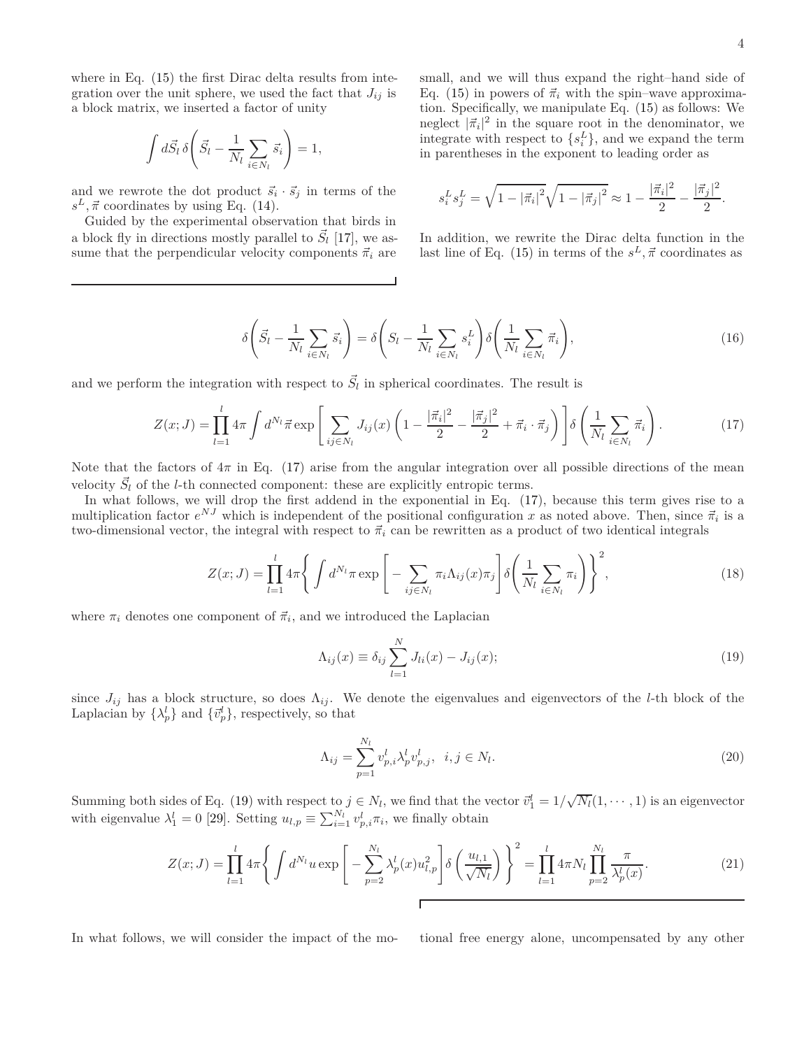where in Eq. (15) the first Dirac delta results from integration over the unit sphere, we used the fact that $J_{ij}$ is a block matrix, we inserted a factor of unity

$$\int d\vec{S}_l \, \delta\left(\vec{S}_l - \frac{1}{N_l}\sum_{i\in N_l} \vec{s}_i\right) = 1,$$

and we rewrote the dot product $\vec{s}_i \cdot \vec{s}_j$ in terms of the $s^L, \vec{\pi}$ coordinates by using Eq. (14).

Guided by the experimental observation that birds in a block fly in directions mostly parallel to $\vec{S}_l$ [17], we assume that the perpendicular velocity components $\vec{\pi}_i$ are small, and we will thus expand the right–hand side of Eq. (15) in powers of $\vec{\pi}_i$ with the spin–wave approximation. Specifically, we manipulate Eq. (15) as follows: We neglect $|\vec{\pi}_i|^2$ in the square root in the denominator, we integrate with respect to $\{s_i^L\}$, and we expand the term in parentheses in the exponent to leading order as

$$s_i^L s_j^L = \sqrt{1 - |\vec{\pi}_i|^2}\sqrt{1 - |\vec{\pi}_j|^2} \approx 1 - \frac{|\vec{\pi}_i|^2}{2} - \frac{|\vec{\pi}_j|^2}{2}.$$

In addition, we rewrite the Dirac delta function in the last line of Eq. (15) in terms of the $s^L, \vec{\pi}$ coordinates as

$$\delta\left(\vec{S}_l - \frac{1}{N_l}\sum_{i\in N_l} \vec{s}_i\right) = \delta\left(S_l - \frac{1}{N_l}\sum_{i\in N_l} s_i^L\right)\delta\left(\frac{1}{N_l}\sum_{i\in N_l} \vec{\pi}_i\right), \tag{16}$$

and we perform the integration with respect to $\vec{S}_l$ in spherical coordinates. The result is

$$Z(x;J) = \prod_{l=1}^{l} 4\pi \int d^{N_l}\vec{\pi} \exp\left[\sum_{ij\in N_l} J_{ij}(x)\left(1 - \frac{|\vec{\pi}_i|^2}{2} - \frac{|\vec{\pi}_j|^2}{2} + \vec{\pi}_i\cdot\vec{\pi}_j\right)\right]\delta\left(\frac{1}{N_l}\sum_{i\in N_l}\vec{\pi}_i\right). \tag{17}$$

Note that the factors of $4\pi$ in Eq. (17) arise from the angular integration over all possible directions of the mean velocity $\vec{S}_l$ of the $l$-th connected component: these are explicitly entropic terms.

In what follows, we will drop the first addend in the exponential in Eq. (17), because this term gives rise to a multiplication factor $e^{NJ}$ which is independent of the positional configuration $x$ as noted above. Then, since $\vec{\pi}_i$ is a two-dimensional vector, the integral with respect to $\vec{\pi}_i$ can be rewritten as a product of two identical integrals

$$Z(x;J) = \prod_{l=1}^{l} 4\pi \left\{\int d^{N_l}\pi \exp\left[-\sum_{ij\in N_l} \pi_i \Lambda_{ij}(x)\pi_j\right]\delta\left(\frac{1}{N_l}\sum_{i\in N_l}\pi_i\right)\right\}^2, \tag{18}$$

where $\pi_i$ denotes one component of $\vec{\pi}_i$, and we introduced the Laplacian

$$\Lambda_{ij}(x) \equiv \delta_{ij}\sum_{l=1}^{N} J_{li}(x) - J_{ij}(x); \tag{19}$$

since $J_{ij}$ has a block structure, so does $\Lambda_{ij}$. We denote the eigenvalues and eigenvectors of the $l$-th block of the Laplacian by $\{\lambda_p^l\}$ and $\{\vec{v}_p^l\}$, respectively, so that

$$\Lambda_{ij} = \sum_{p=1}^{N_l} v_{p,i}^l \lambda_p^l v_{p,j}^l, \quad i,j \in N_l. \tag{20}$$

Summing both sides of Eq. (19) with respect to $j \in N_l$, we find that the vector $\vec{v}_1^l = 1/\sqrt{N_l}(1, \cdots, 1)$ is an eigenvector with eigenvalue $\lambda_1^l = 0$ [29]. Setting $u_{l,p} \equiv \sum_{i=1}^{N_l} v_{p,i}^l \pi_i$, we finally obtain

$$Z(x;J) = \prod_{l=1}^{l} 4\pi \left\{\int d^{N_l}u \exp\left[-\sum_{p=2}^{N_l}\lambda_p^l(x)u_{l,p}^2\right]\delta\left(\frac{u_{l,1}}{\sqrt{N_l}}\right)\right\}^2 = \prod_{l=1}^{l} 4\pi N_l \prod_{p=2}^{N_l}\frac{\pi}{\lambda_p^l(x)}. \tag{21}$$

In what follows, we will consider the impact of the motional free energy alone, uncompensated by any other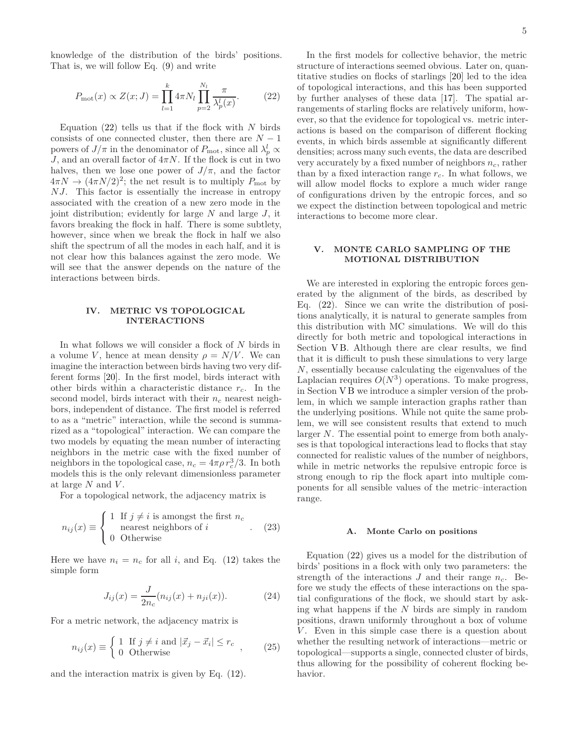knowledge of the distribution of the birds' positions. That is, we will follow Eq. (9) and write

$$P_{\rm mot}(x) \propto Z(x;J) = \prod_{l=1}^{k} 4\pi N_l \prod_{p=2}^{N_l} \frac{\pi}{\lambda_p^l(x)}. \tag{22}$$

Equation (22) tells us that if the flock with $N$ birds consists of one connected cluster, then there are $N-1$ powers of $J/\pi$ in the denominator of $P_{\rm mot}$, since all $\lambda_p^l \propto J$, and an overall factor of $4\pi N$. If the flock is cut in two halves, then we lose one power of $J/\pi$, and the factor $4\pi N \to (4\pi N/2)^2$; the net result is to multiply $P_{\rm mot}$ by $NJ$. This factor is essentially the increase in entropy associated with the creation of a new zero mode in the joint distribution; evidently for large $N$ and large $J$, it favors breaking the flock in half. There is some subtlety, however, since when we break the flock in half we also shift the spectrum of all the modes in each half, and it is not clear how this balances against the zero mode. We will see that the answer depends on the nature of the interactions between birds.

## IV. METRIC VS TOPOLOGICAL INTERACTIONS

In what follows we will consider a flock of $N$ birds in a volume $V$, hence at mean density $\rho = N/V$. We can imagine the interaction between birds having two very different forms [20]. In the first model, birds interact with other birds within a characteristic distance $r_c$. In the second model, birds interact with their $n_c$ nearest neighbors, independent of distance. The first model is referred to as a "metric" interaction, while the second is summarized as a "topological" interaction. We can compare the two models by equating the mean number of interacting neighbors in the metric case with the fixed number of neighbors in the topological case, $n_c = 4\pi\rho\, r_c^3/3$. In both models this is the only relevant dimensionless parameter at large $N$ and $V$.

For a topological network, the adjacency matrix is

$$n_{ij}(x) \equiv \begin{cases} 1 & \text{If } j \neq i \text{ is amongst the first } n_c \\ & \text{nearest neighbors of } i \\ 0 & \text{Otherwise} \end{cases} . \tag{23}$$

Here we have $n_i = n_c$ for all $i$, and Eq. (12) takes the simple form

$$J_{ij}(x) = \frac{J}{2n_c}(n_{ij}(x) + n_{ji}(x)). \tag{24}$$

For a metric network, the adjacency matrix is

$$n_{ij}(x) \equiv \begin{cases} 1 & \text{If } j \neq i \text{ and } |\vec{x}_j - \vec{x}_i| \leq r_c \\ 0 & \text{Otherwise} \end{cases} , \tag{25}$$

and the interaction matrix is given by Eq. (12).

In the first models for collective behavior, the metric structure of interactions seemed obvious. Later on, quantitative studies on flocks of starlings [20] led to the idea of topological interactions, and this has been supported by further analyses of these data [17]. The spatial arrangements of starling flocks are relatively uniform, however, so that the evidence for topological vs. metric interactions is based on the comparison of different flocking events, in which birds assemble at significantly different densities; across many such events, the data are described very accurately by a fixed number of neighbors $n_c$, rather than by a fixed interaction range $r_c$. In what follows, we will allow model flocks to explore a much wider range of configurations driven by the entropic forces, and so we expect the distinction between topological and metric interactions to become more clear.

## V. MONTE CARLO SAMPLING OF THE MOTIONAL DISTRIBUTION

We are interested in exploring the entropic forces generated by the alignment of the birds, as described by Eq. (22). Since we can write the distribution of positions analytically, it is natural to generate samples from this distribution with MC simulations. We will do this directly for both metric and topological interactions in Section V B. Although there are clear results, we find that it is difficult to push these simulations to very large $N$, essentially because calculating the eigenvalues of the Laplacian requires $O(N^3)$ operations. To make progress, in Section V B we introduce a simpler version of the problem, in which we sample interaction graphs rather than the underlying positions. While not quite the same problem, we will see consistent results that extend to much larger $N$. The essential point to emerge from both analyses is that topological interactions lead to flocks that stay connected for realistic values of the number of neighbors, while in metric networks the repulsive entropic force is strong enough to rip the flock apart into multiple components for all sensible values of the metric–interaction range.

### A. Monte Carlo on positions

Equation (22) gives us a model for the distribution of birds' positions in a flock with only two parameters: the strength of the interactions $J$ and their range $n_c$. Before we study the effects of these interactions on the spatial configurations of the flock, we should start by asking what happens if the $N$ birds are simply in random positions, drawn uniformly throughout a box of volume $V$. Even in this simple case there is a question about whether the resulting network of interactions—metric or topological—supports a single, connected cluster of birds, thus allowing for the possibility of coherent flocking behavior.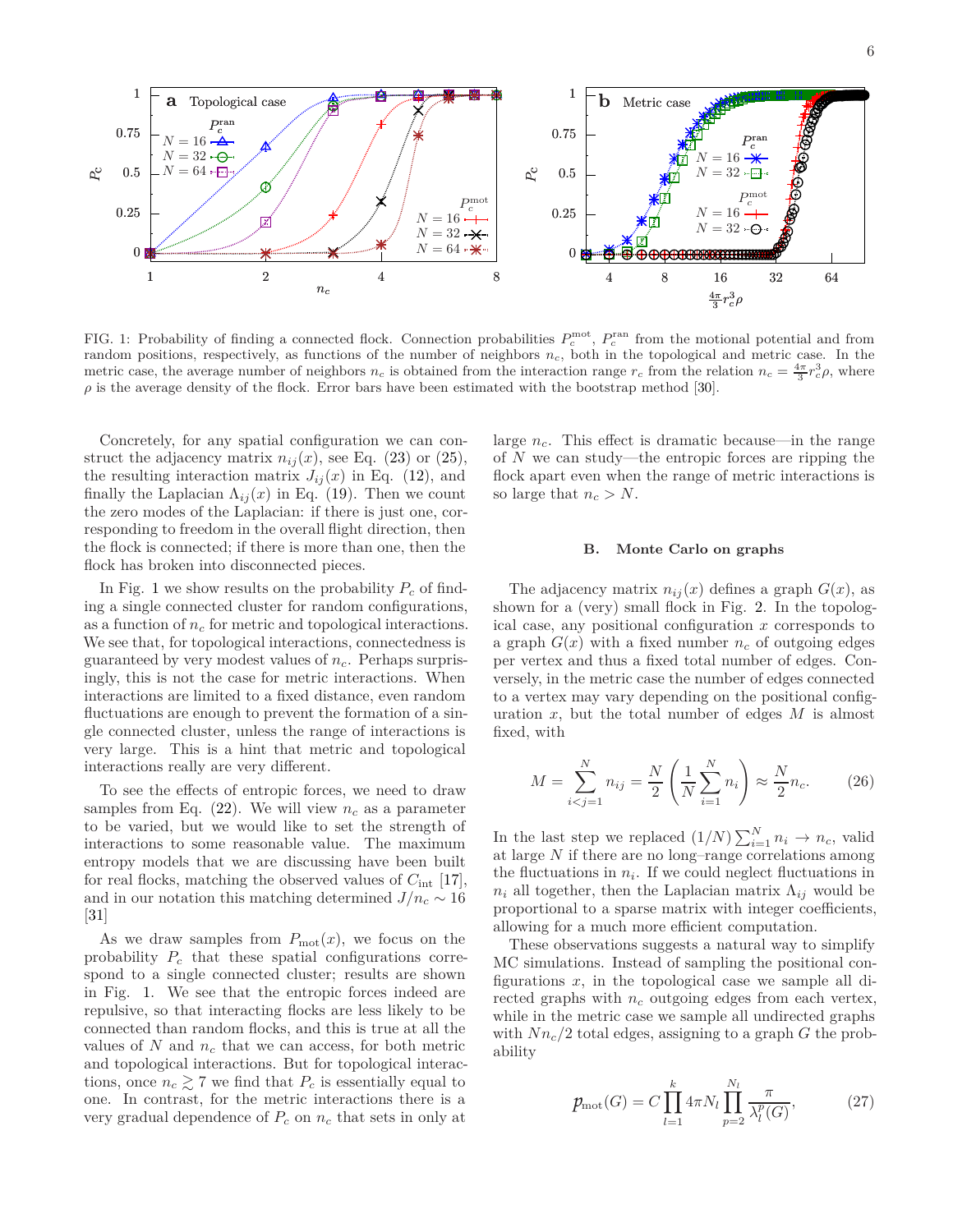FIG. 1: Probability of finding a connected flock. Connection probabilities $P_c^{\rm mot}$, $P_c^{\rm ran}$ from the motional potential and from random positions, respectively, as functions of the number of neighbors $n_c$, both in the topological and metric case. In the metric case, the average number of neighbors $n_c$ is obtained from the interaction range $r_c$ from the relation $n_c = \frac{4\pi}{3} r_c^3 \rho$, where $\rho$ is the average density of the flock. Error bars have been estimated with the bootstrap method [30].

Concretely, for any spatial configuration we can construct the adjacency matrix $n_{ij}(x)$, see Eq. (23) or (25), the resulting interaction matrix $J_{ij}(x)$ in Eq. (12), and finally the Laplacian $\Lambda_{ij}(x)$ in Eq. (19). Then we count the zero modes of the Laplacian: if there is just one, corresponding to freedom in the overall flight direction, then the flock is connected; if there is more than one, then the flock has broken into disconnected pieces.

In Fig. 1 we show results on the probability $P_c$ of finding a single connected cluster for random configurations, as a function of $n_c$ for metric and topological interactions. We see that, for topological interactions, connectedness is guaranteed by very modest values of $n_c$. Perhaps surprisingly, this is not the case for metric interactions. When interactions are limited to a fixed distance, even random fluctuations are enough to prevent the formation of a single connected cluster, unless the range of interactions is very large. This is a hint that metric and topological interactions really are very different.

To see the effects of entropic forces, we need to draw samples from Eq. (22). We will view $n_c$ as a parameter to be varied, but we would like to set the strength of interactions to some reasonable value. The maximum entropy models that we are discussing have been built for real flocks, matching the observed values of $C_{\rm int}$ [17], and in our notation this matching determined $J/n_c \sim 16$ [31]

As we draw samples from $P_{\rm mot}(x)$, we focus on the probability $P_c$ that these spatial configurations correspond to a single connected cluster; results are shown in Fig. 1. We see that the entropic forces indeed are repulsive, so that interacting flocks are less likely to be connected than random flocks, and this is true at all the values of $N$ and $n_c$ that we can access, for both metric and topological interactions. But for topological interactions, once $n_c \gtrsim 7$ we find that $P_c$ is essentially equal to one. In contrast, for the metric interactions there is a very gradual dependence of $P_c$ on $n_c$ that sets in only at large $n_c$. This effect is dramatic because—in the range of $N$ we can study—the entropic forces are ripping the flock apart even when the range of metric interactions is so large that $n_c > N$.

### B. Monte Carlo on graphs

The adjacency matrix $n_{ij}(x)$ defines a graph $G(x)$, as shown for a (very) small flock in Fig. 2. In the topological case, any positional configuration $x$ corresponds to a graph $G(x)$ with a fixed number $n_c$ of outgoing edges per vertex and thus a fixed total number of edges. Conversely, in the metric case the number of edges connected to a vertex may vary depending on the positional configuration $x$, but the total number of edges $M$ is almost fixed, with

$$M = \sum_{i<j=1}^{N} n_{ij} = \frac{N}{2}\left(\frac{1}{N}\sum_{i=1}^{N} n_i\right) \approx \frac{N}{2} n_c. \qquad (26)$$

In the last step we replaced $(1/N)\sum_{i=1}^{N} n_i \to n_c$, valid at large $N$ if there are no long–range correlations among the fluctuations in $n_i$. If we could neglect fluctuations in $n_i$ all together, then the Laplacian matrix $\Lambda_{ij}$ would be proportional to a sparse matrix with integer coefficients, allowing for a much more efficient computation.

These observations suggests a natural way to simplify MC simulations. Instead of sampling the positional configurations $x$, in the topological case we sample all directed graphs with $n_c$ outgoing edges from each vertex, while in the metric case we sample all undirected graphs with $Nn_c/2$ total edges, assigning to a graph $G$ the probability

$$p_{\rm mot}(G) = C \prod_{l=1}^{k} 4\pi N_l \prod_{p=2}^{N_l} \frac{\pi}{\lambda_l^p(G)}, \qquad (27)$$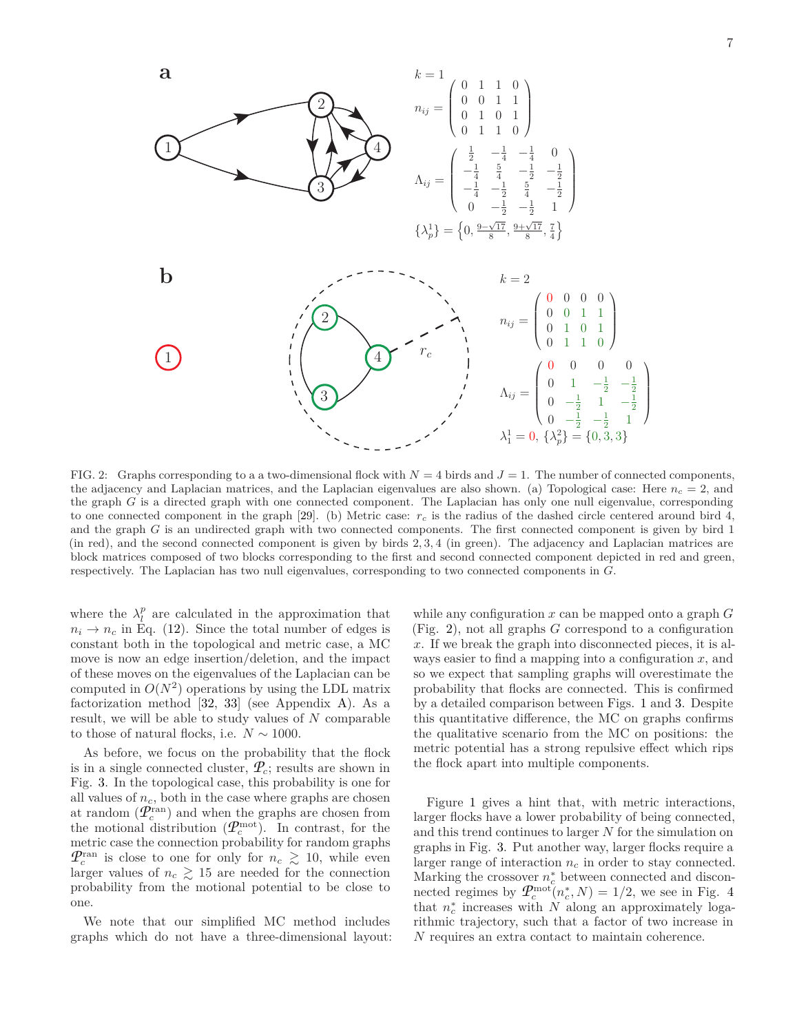**a**

$k = 1$

$$n_{ij} = \begin{pmatrix} 0 & 1 & 1 & 0 \\ 0 & 0 & 1 & 1 \\ 0 & 1 & 0 & 1 \\ 0 & 1 & 1 & 0 \end{pmatrix}$$

$$\Lambda_{ij} = \begin{pmatrix} \frac{1}{2} & -\frac{1}{4} & -\frac{1}{4} & 0 \\ -\frac{1}{4} & \frac{5}{4} & -\frac{1}{2} & -\frac{1}{2} \\ -\frac{1}{4} & -\frac{1}{2} & \frac{5}{4} & -\frac{1}{2} \\ 0 & -\frac{1}{2} & -\frac{1}{2} & 1 \end{pmatrix}$$

$$\{\lambda_p^1\} = \left\{0, \frac{9-\sqrt{17}}{8}, \frac{9+\sqrt{17}}{8}, \frac{7}{4}\right\}$$

**b**

$k = 2$

$$n_{ij} = \begin{pmatrix} 0 & 0 & 0 & 0 \\ 0 & 0 & 1 & 1 \\ 0 & 1 & 0 & 1 \\ 0 & 1 & 1 & 0 \end{pmatrix}$$

$$\Lambda_{ij} = \begin{pmatrix} 0 & 0 & 0 & 0 \\ 0 & 1 & -\frac{1}{2} & -\frac{1}{2} \\ 0 & -\frac{1}{2} & 1 & -\frac{1}{2} \\ 0 & -\frac{1}{2} & -\frac{1}{2} & 1 \end{pmatrix}$$

$$\lambda_1^1 = 0, \; \{\lambda_p^2\} = \{0, 3, 3\}$$

FIG. 2: Graphs corresponding to a a two-dimensional flock with $N = 4$ birds and $J = 1$. The number of connected components, the adjacency and Laplacian matrices, and the Laplacian eigenvalues are also shown. (a) Topological case: Here $n_c = 2$, and the graph $G$ is a directed graph with one connected component. The Laplacian has only one null eigenvalue, corresponding to one connected component in the graph [29]. (b) Metric case: $r_c$ is the radius of the dashed circle centered around bird 4, and the graph $G$ is an undirected graph with two connected components. The first connected component is given by bird 1 (in red), and the second connected component is given by birds 2, 3, 4 (in green). The adjacency and Laplacian matrices are block matrices composed of two blocks corresponding to the first and second connected component depicted in red and green, respectively. The Laplacian has two null eigenvalues, corresponding to two connected components in $G$.

where the $\lambda_l^p$ are calculated in the approximation that $n_i \to n_c$ in Eq. (12). Since the total number of edges is constant both in the topological and metric case, a MC move is now an edge insertion/deletion, and the impact of these moves on the eigenvalues of the Laplacian can be computed in $O(N^2)$ operations by using the LDL matrix factorization method [32, 33] (see Appendix A). As a result, we will be able to study values of $N$ comparable to those of natural flocks, i.e. $N \sim 1000$.

As before, we focus on the probability that the flock is in a single connected cluster, $\mathcal{P}_c$; results are shown in Fig. 3. In the topological case, this probability is one for all values of $n_c$, both in the case where graphs are chosen at random ($\mathcal{P}_c^{\rm ran}$) and when the graphs are chosen from the motional distribution ($\mathcal{P}_c^{\rm mot}$). In contrast, for the metric case the connection probability for random graphs $\mathcal{P}_c^{\rm ran}$ is close to one for only for $n_c \gtrsim 10$, while even larger values of $n_c \gtrsim 15$ are needed for the connection probability from the motional potential to be close to one.

We note that our simplified MC method includes graphs which do not have a three-dimensional layout: while any configuration $x$ can be mapped onto a graph $G$ (Fig. 2), not all graphs $G$ correspond to a configuration $x$. If we break the graph into disconnected pieces, it is always easier to find a mapping into a configuration $x$, and so we expect that sampling graphs will overestimate the probability that flocks are connected. This is confirmed by a detailed comparison between Figs. 1 and 3. Despite this quantitative difference, the MC on graphs confirms the qualitative scenario from the MC on positions: the metric potential has a strong repulsive effect which rips the flock apart into multiple components.

Figure 1 gives a hint that, with metric interactions, larger flocks have a lower probability of being connected, and this trend continues to larger $N$ for the simulation on graphs in Fig. 3. Put another way, larger flocks require a larger range of interaction $n_c$ in order to stay connected. Marking the crossover $n_c^*$ between connected and disconnected regimes by $\mathcal{P}_c^{\rm mot}(n_c^*, N) = 1/2$, we see in Fig. 4 that $n_c^*$ increases with $N$ along an approximately logarithmic trajectory, such that a factor of two increase in $N$ requires an extra contact to maintain coherence.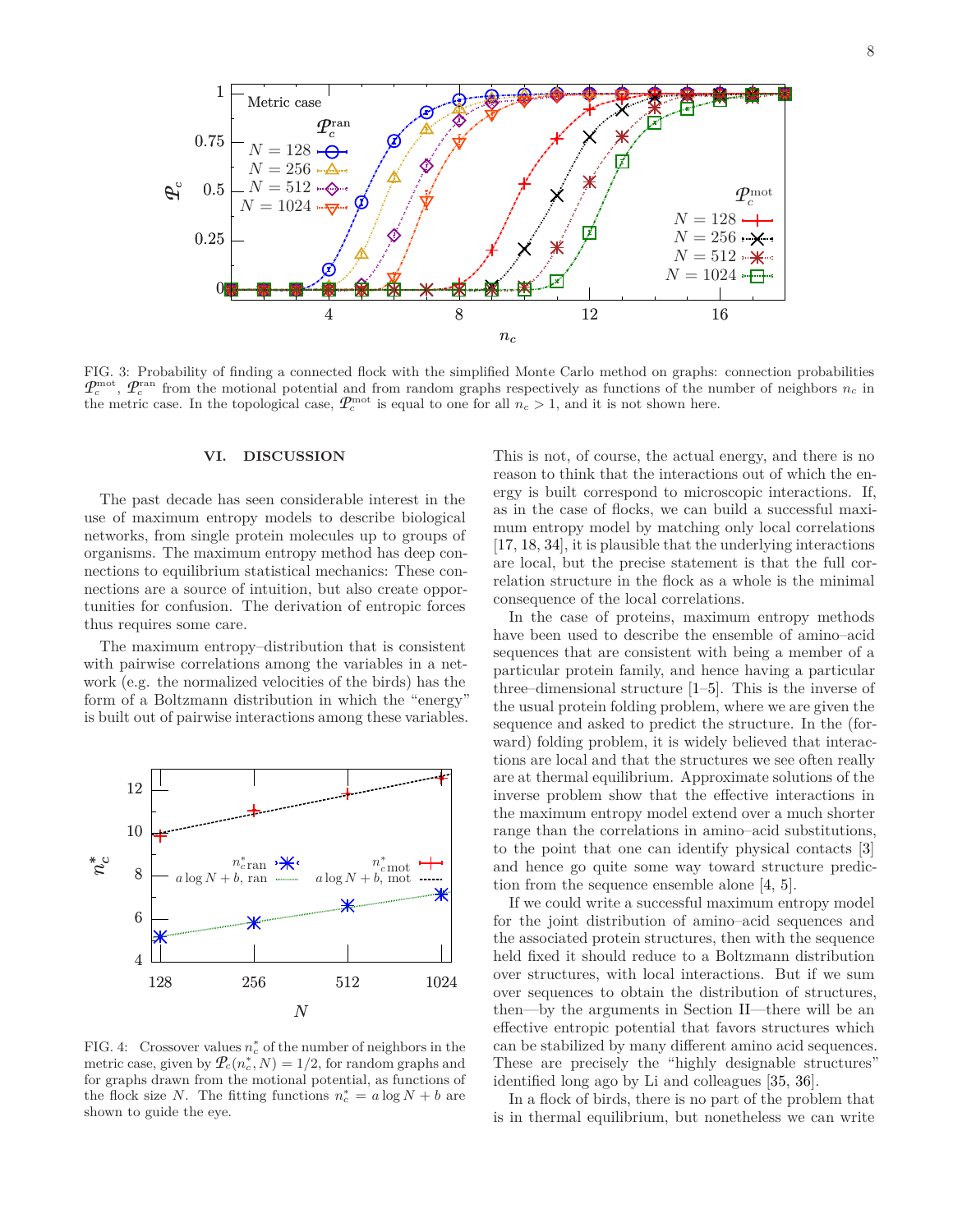FIG. 3: Probability of finding a connected flock with the simplified Monte Carlo method on graphs: connection probabilities $\mathcal{P}_c^{\rm mot}$, $\mathcal{P}_c^{\rm ran}$ from the motional potential and from random graphs respectively as functions of the number of neighbors $n_c$ in the metric case. In the topological case, $\mathcal{P}_c^{\rm mot}$ is equal to one for all $n_c > 1$, and it is not shown here.

## VI. DISCUSSION

The past decade has seen considerable interest in the use of maximum entropy models to describe biological networks, from single protein molecules up to groups of organisms. The maximum entropy method has deep connections to equilibrium statistical mechanics: These connections are a source of intuition, but also create opportunities for confusion. The derivation of entropic forces thus requires some care.

The maximum entropy–distribution that is consistent with pairwise correlations among the variables in a network (e.g. the normalized velocities of the birds) has the form of a Boltzmann distribution in which the "energy" is built out of pairwise interactions among these variables.

FIG. 4: Crossover values $n_c^*$ of the number of neighbors in the metric case, given by $\mathcal{P}_c(n_c^*, N) = 1/2$, for random graphs and for graphs drawn from the motional potential, as functions of the flock size $N$. The fitting functions $n_c^* = a \log N + b$ are shown to guide the eye.

This is not, of course, the actual energy, and there is no reason to think that the interactions out of which the energy is built correspond to microscopic interactions. If, as in the case of flocks, we can build a successful maximum entropy model by matching only local correlations [17, 18, 34], it is plausible that the underlying interactions are local, but the precise statement is that the full correlation structure in the flock as a whole is the minimal consequence of the local correlations.

In the case of proteins, maximum entropy methods have been used to describe the ensemble of amino–acid sequences that are consistent with being a member of a particular protein family, and hence having a particular three–dimensional structure [1–5]. This is the inverse of the usual protein folding problem, where we are given the sequence and asked to predict the structure. In the (forward) folding problem, it is widely believed that interactions are local and that the structures we see often really are at thermal equilibrium. Approximate solutions of the inverse problem show that the effective interactions in the maximum entropy model extend over a much shorter range than the correlations in amino–acid substitutions, to the point that one can identify physical contacts [3] and hence go quite some way toward structure prediction from the sequence ensemble alone [4, 5].

If we could write a successful maximum entropy model for the joint distribution of amino–acid sequences and the associated protein structures, then with the sequence held fixed it should reduce to a Boltzmann distribution over structures, with local interactions. But if we sum over sequences to obtain the distribution of structures, then—by the arguments in Section II—there will be an effective entropic potential that favors structures which can be stabilized by many different amino acid sequences. These are precisely the "highly designable structures" identified long ago by Li and colleagues [35, 36].

In a flock of birds, there is no part of the problem that is in thermal equilibrium, but nonetheless we can write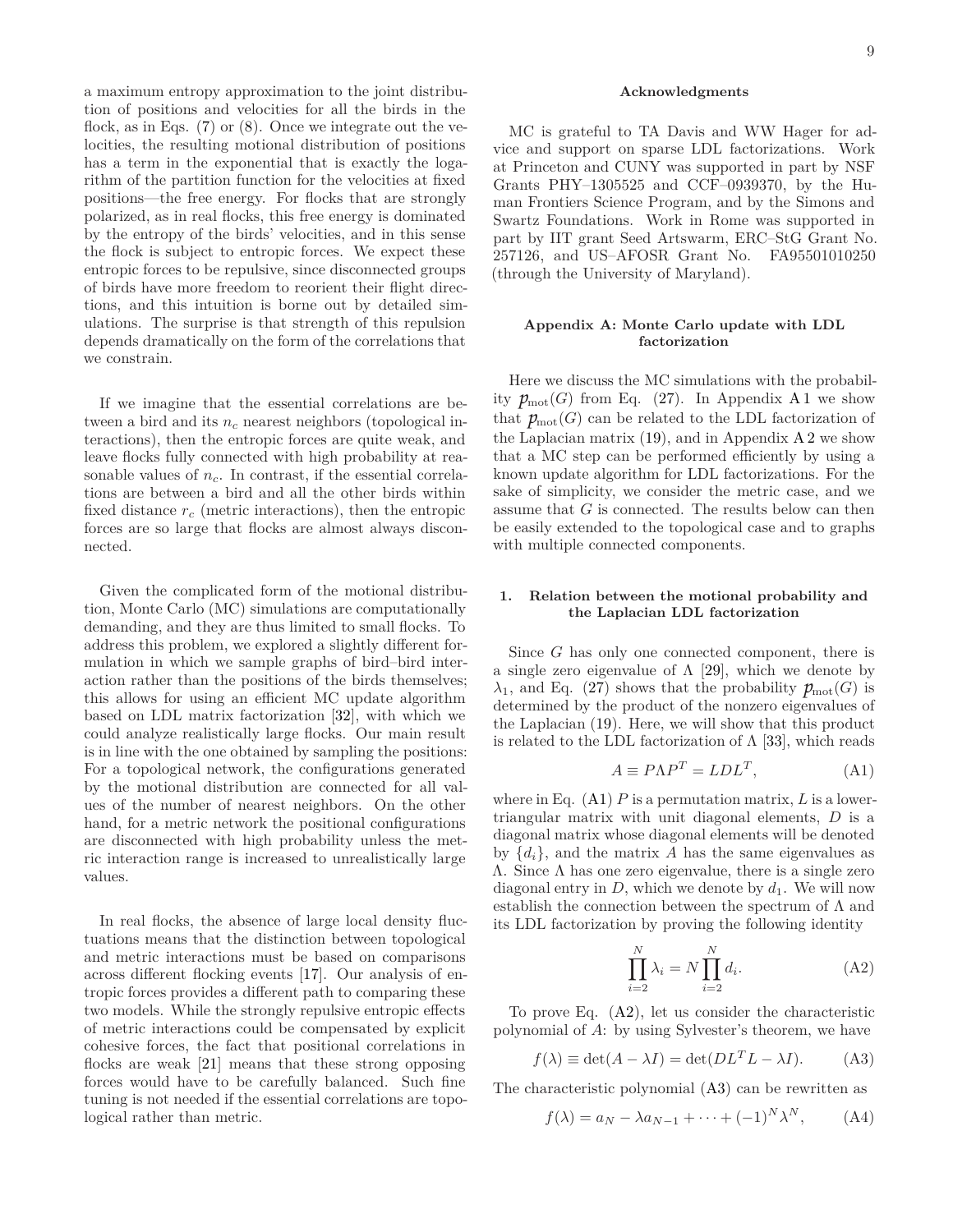a maximum entropy approximation to the joint distribution of positions and velocities for all the birds in the flock, as in Eqs. (7) or (8). Once we integrate out the velocities, the resulting motional distribution of positions has a term in the exponential that is exactly the logarithm of the partition function for the velocities at fixed positions—the free energy. For flocks that are strongly polarized, as in real flocks, this free energy is dominated by the entropy of the birds' velocities, and in this sense the flock is subject to entropic forces. We expect these entropic forces to be repulsive, since disconnected groups of birds have more freedom to reorient their flight directions, and this intuition is borne out by detailed simulations. The surprise is that strength of this repulsion depends dramatically on the form of the correlations that we constrain.

If we imagine that the essential correlations are between a bird and its $n_c$ nearest neighbors (topological interactions), then the entropic forces are quite weak, and leave flocks fully connected with high probability at reasonable values of $n_c$. In contrast, if the essential correlations are between a bird and all the other birds within fixed distance $r_c$ (metric interactions), then the entropic forces are so large that flocks are almost always disconnected.

Given the complicated form of the motional distribution, Monte Carlo (MC) simulations are computationally demanding, and they are thus limited to small flocks. To address this problem, we explored a slightly different formulation in which we sample graphs of bird–bird interaction rather than the positions of the birds themselves; this allows for using an efficient MC update algorithm based on LDL matrix factorization [32], with which we could analyze realistically large flocks. Our main result is in line with the one obtained by sampling the positions: For a topological network, the configurations generated by the motional distribution are connected for all values of the number of nearest neighbors. On the other hand, for a metric network the positional configurations are disconnected with high probability unless the metric interaction range is increased to unrealistically large values.

In real flocks, the absence of large local density fluctuations means that the distinction between topological and metric interactions must be based on comparisons across different flocking events [17]. Our analysis of entropic forces provides a different path to comparing these two models. While the strongly repulsive entropic effects of metric interactions could be compensated by explicit cohesive forces, the fact that positional correlations in flocks are weak [21] means that these strong opposing forces would have to be carefully balanced. Such fine tuning is not needed if the essential correlations are topological rather than metric.

### Acknowledgments

MC is grateful to TA Davis and WW Hager for advice and support on sparse LDL factorizations. Work at Princeton and CUNY was supported in part by NSF Grants PHY–1305525 and CCF–0939370, by the Human Frontiers Science Program, and by the Simons and Swartz Foundations. Work in Rome was supported in part by IIT grant Seed Artswarm, ERC–StG Grant No. 257126, and US–AFOSR Grant No. FA95501010250 (through the University of Maryland).

## Appendix A: Monte Carlo update with LDL factorization

Here we discuss the MC simulations with the probability $p_{\rm mot}(G)$ from Eq. (27). In Appendix A 1 we show that $p_{\rm mot}(G)$ can be related to the LDL factorization of the Laplacian matrix (19), and in Appendix A 2 we show that a MC step can be performed efficiently by using a known update algorithm for LDL factorizations. For the sake of simplicity, we consider the metric case, and we assume that $G$ is connected. The results below can then be easily extended to the topological case and to graphs with multiple connected components.

### 1. Relation between the motional probability and the Laplacian LDL factorization

Since $G$ has only one connected component, there is a single zero eigenvalue of $\Lambda$ [29], which we denote by $\lambda_1$, and Eq. (27) shows that the probability $p_{\rm mot}(G)$ is determined by the product of the nonzero eigenvalues of the Laplacian (19). Here, we will show that this product is related to the LDL factorization of $\Lambda$ [33], which reads

$$A \equiv P \Lambda P^T = LDL^T, \qquad \text{(A1)}$$

where in Eq. (A1) $P$ is a permutation matrix, $L$ is a lower-triangular matrix with unit diagonal elements, $D$ is a diagonal matrix whose diagonal elements will be denoted by $\{d_i\}$, and the matrix $A$ has the same eigenvalues as $\Lambda$. Since $\Lambda$ has one zero eigenvalue, there is a single zero diagonal entry in $D$, which we denote by $d_1$. We will now establish the connection between the spectrum of $\Lambda$ and its LDL factorization by proving the following identity

$$\prod_{i=2}^{N} \lambda_i = N \prod_{i=2}^{N} d_i. \qquad \text{(A2)}$$

To prove Eq. (A2), let us consider the characteristic polynomial of $A$: by using Sylvester's theorem, we have

$$f(\lambda) \equiv \det(A - \lambda I) = \det(DL^T L - \lambda I). \qquad \text{(A3)}$$

The characteristic polynomial (A3) can be rewritten as

$$f(\lambda) = a_N - \lambda a_{N-1} + \cdots + (-1)^N \lambda^N, \qquad \text{(A4)}$$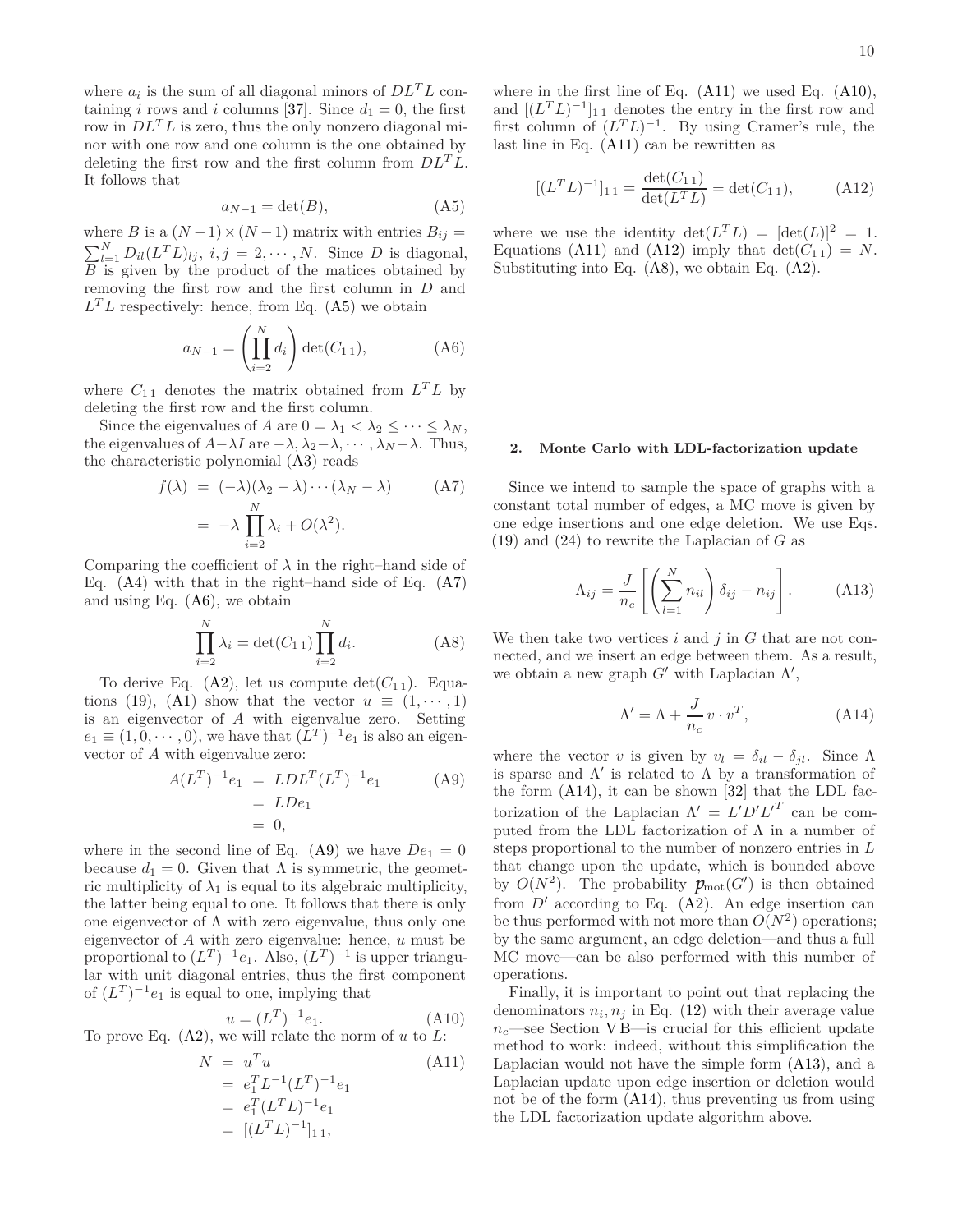where $a_i$ is the sum of all diagonal minors of $DL^TL$ containing $i$ rows and $i$ columns [37]. Since $d_1 = 0$, the first row in $DL^TL$ is zero, thus the only nonzero diagonal minor with one row and one column is the one obtained by deleting the first row and the first column from $DL^TL$. It follows that

$$a_{N-1} = \det(B), \tag{A5}$$

where $B$ is a $(N-1)\times(N-1)$ matrix with entries $B_{ij} = \sum_{l=1}^N D_{il}(L^TL)_{lj}$, $i,j = 2,\cdots,N$. Since $D$ is diagonal, $B$ is given by the product of the matices obtained by removing the first row and the first column in $D$ and $L^TL$ respectively: hence, from Eq. (A5) we obtain

$$a_{N-1} = \left(\prod_{i=2}^N d_i\right)\det(C_{1\,1}), \tag{A6}$$

where $C_{1\,1}$ denotes the matrix obtained from $L^TL$ by deleting the first row and the first column.

Since the eigenvalues of $A$ are $0 = \lambda_1 < \lambda_2 \leq \cdots \leq \lambda_N$, the eigenvalues of $A-\lambda I$ are $-\lambda, \lambda_2-\lambda, \cdots, \lambda_N-\lambda$. Thus, the characteristic polynomial (A3) reads

$$\begin{aligned} f(\lambda) &= (-\lambda)(\lambda_2-\lambda)\cdots(\lambda_N-\lambda) \qquad \text{(A7)}\\ &= -\lambda\prod_{i=2}^N \lambda_i + O(\lambda^2). \end{aligned}$$

Comparing the coefficient of $\lambda$ in the right–hand side of Eq. (A4) with that in the right–hand side of Eq. (A7) and using Eq. (A6), we obtain

$$\prod_{i=2}^N \lambda_i = \det(C_{1\,1})\prod_{i=2}^N d_i. \tag{A8}$$

To derive Eq. (A2), let us compute $\det(C_{1\,1})$. Equations (19), (A1) show that the vector $u \equiv (1,\cdots,1)$ is an eigenvector of $A$ with eigenvalue zero. Setting $e_1 \equiv (1,0,\cdots,0)$, we have that $(L^T)^{-1}e_1$ is also an eigenvector of $A$ with eigenvalue zero:

$$\begin{aligned} A(L^T)^{-1}e_1 &= LDL^T(L^T)^{-1}e_1 \qquad \text{(A9)}\\ &= LDe_1\\ &= 0, \end{aligned}$$

where in the second line of Eq. (A9) we have $De_1 = 0$ because $d_1 = 0$. Given that $\Lambda$ is symmetric, the geometric multiplicity of $\lambda_1$ is equal to its algebraic multiplicity, the latter being equal to one. It follows that there is only one eigenvector of $\Lambda$ with zero eigenvalue, thus only one eigenvector of $A$ with zero eigenvalue: hence, $u$ must be proportional to $(L^T)^{-1}e_1$. Also, $(L^T)^{-1}$ is upper triangular with unit diagonal entries, thus the first component of $(L^T)^{-1}e_1$ is equal to one, implying that

$$u = (L^T)^{-1}e_1. \tag{A10}$$

To prove Eq. (A2), we will relate the norm of $u$ to $L$:

$$\begin{aligned} N &= u^Tu \qquad \text{(A11)}\\ &= e_1^T L^{-1}(L^T)^{-1}e_1\\ &= e_1^T(L^TL)^{-1}e_1\\ &= [(L^TL)^{-1}]_{1\,1}, \end{aligned}$$

where in the first line of Eq. (A11) we used Eq. (A10), and $[(L^TL)^{-1}]_{1\,1}$ denotes the entry in the first row and first column of $(L^TL)^{-1}$. By using Cramer's rule, the last line in Eq. (A11) can be rewritten as

$$[(L^TL)^{-1}]_{1\,1} = \frac{\det(C_{1\,1})}{\det(L^TL)} = \det(C_{1\,1}), \tag{A12}$$

where we use the identity $\det(L^TL) = [\det(L)]^2 = 1$. Equations (A11) and (A12) imply that $\det(C_{1\,1}) = N$. Substituting into Eq. (A8), we obtain Eq. (A2).

### 2. Monte Carlo with LDL-factorization update

Since we intend to sample the space of graphs with a constant total number of edges, a MC move is given by one edge insertions and one edge deletion. We use Eqs. (19) and (24) to rewrite the Laplacian of $G$ as

$$\Lambda_{ij} = \frac{J}{n_c}\left[\left(\sum_{l=1}^N n_{il}\right)\delta_{ij} - n_{ij}\right]. \tag{A13}$$

We then take two vertices $i$ and $j$ in $G$ that are not connected, and we insert an edge between them. As a result, we obtain a new graph $G'$ with Laplacian $\Lambda'$,

$$\Lambda' = \Lambda + \frac{J}{n_c}\,v\cdot v^T, \tag{A14}$$

where the vector $v$ is given by $v_l = \delta_{il} - \delta_{jl}$. Since $\Lambda$ is sparse and $\Lambda'$ is related to $\Lambda$ by a transformation of the form (A14), it can be shown [32] that the LDL factorization of the Laplacian $\Lambda' = L'D'{L'}^T$ can be computed from the LDL factorization of $\Lambda$ in a number of steps proportional to the number of nonzero entries in $L$ that change upon the update, which is bounded above by $O(N^2)$. The probability $p_{\rm mot}(G')$ is then obtained from $D'$ according to Eq. (A2). An edge insertion can be thus performed with not more than $O(N^2)$ operations; by the same argument, an edge deletion—and thus a full MC move—can be also performed with this number of operations.

Finally, it is important to point out that replacing the denominators $n_i, n_j$ in Eq. (12) with their average value $n_c$—see Section V B—is crucial for this efficient update method to work: indeed, without this simplification the Laplacian would not have the simple form (A13), and a Laplacian update upon edge insertion or deletion would not be of the form (A14), thus preventing us from using the LDL factorization update algorithm above.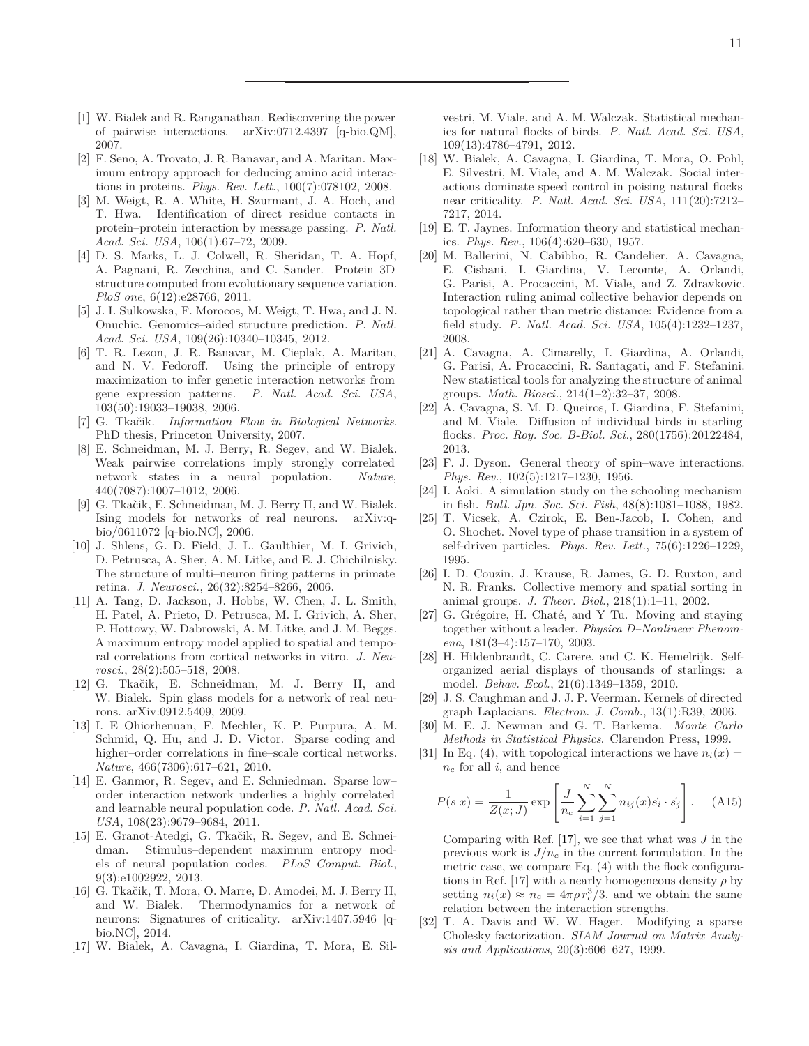[1] W. Bialek and R. Ranganathan. Rediscovering the power of pairwise interactions. arXiv:0712.4397 [q-bio.QM], 2007.

[2] F. Seno, A. Trovato, J. R. Banavar, and A. Maritan. Maximum entropy approach for deducing amino acid interactions in proteins. *Phys. Rev. Lett.*, 100(7):078102, 2008.

[3] M. Weigt, R. A. White, H. Szurmant, J. A. Hoch, and T. Hwa. Identification of direct residue contacts in protein–protein interaction by message passing. *P. Natl. Acad. Sci. USA*, 106(1):67–72, 2009.

[4] D. S. Marks, L. J. Colwell, R. Sheridan, T. A. Hopf, A. Pagnani, R. Zecchina, and C. Sander. Protein 3D structure computed from evolutionary sequence variation. *PloS one*, 6(12):e28766, 2011.

[5] J. I. Sulkowska, F. Morocos, M. Weigt, T. Hwa, and J. N. Onuchic. Genomics–aided structure prediction. *P. Natl. Acad. Sci. USA*, 109(26):10340–10345, 2012.

[6] T. R. Lezon, J. R. Banavar, M. Cieplak, A. Maritan, and N. V. Fedoroff. Using the principle of entropy maximization to infer genetic interaction networks from gene expression patterns. *P. Natl. Acad. Sci. USA*, 103(50):19033–19038, 2006.

[7] G. Tkačik. *Information Flow in Biological Networks*. PhD thesis, Princeton University, 2007.

[8] E. Schneidman, M. J. Berry, R. Segev, and W. Bialek. Weak pairwise correlations imply strongly correlated network states in a neural population. *Nature*, 440(7087):1007–1012, 2006.

[9] G. Tkačik, E. Schneidman, M. J. Berry II, and W. Bialek. Ising models for networks of real neurons. arXiv:q-bio/0611072 [q-bio.NC], 2006.

[10] J. Shlens, G. D. Field, J. L. Gaulthier, M. I. Grivich, D. Petrusca, A. Sher, A. M. Litke, and E. J. Chichilnisky. The structure of multi–neuron firing patterns in primate retina. *J. Neurosci.*, 26(32):8254–8266, 2006.

[11] A. Tang, D. Jackson, J. Hobbs, W. Chen, J. L. Smith, H. Patel, A. Prieto, D. Petrusca, M. I. Grivich, A. Sher, P. Hottowy, W. Dabrowski, A. M. Litke, and J. M. Beggs. A maximum entropy model applied to spatial and temporal correlations from cortical networks in vitro. *J. Neurosci.*, 28(2):505–518, 2008.

[12] G. Tkačik, E. Schneidman, M. J. Berry II, and W. Bialek. Spin glass models for a network of real neurons. arXiv:0912.5409, 2009.

[13] I. E Ohiorhenuan, F. Mechler, K. P. Purpura, A. M. Schmid, Q. Hu, and J. D. Victor. Sparse coding and higher–order correlations in fine–scale cortical networks. *Nature*, 466(7306):617–621, 2010.

[14] E. Ganmor, R. Segev, and E. Schniedman. Sparse low–order interaction network underlies a highly correlated and learnable neural population code. *P. Natl. Acad. Sci. USA*, 108(23):9679–9684, 2011.

[15] E. Granot-Atedgi, G. Tkačik, R. Segev, and E. Schneidman. Stimulus–dependent maximum entropy models of neural population codes. *PLoS Comput. Biol.*, 9(3):e1002922, 2013.

[16] G. Tkačik, T. Mora, O. Marre, D. Amodei, M. J. Berry II, and W. Bialek. Thermodynamics for a network of neurons: Signatures of criticality. arXiv:1407.5946 [q-bio.NC], 2014.

[17] W. Bialek, A. Cavagna, I. Giardina, T. Mora, E. Silvestri, M. Viale, and A. M. Walczak. Statistical mechanics for natural flocks of birds. *P. Natl. Acad. Sci. USA*, 109(13):4786–4791, 2012.

[18] W. Bialek, A. Cavagna, I. Giardina, T. Mora, O. Pohl, E. Silvestri, M. Viale, and A. M. Walczak. Social interactions dominate speed control in poising natural flocks near criticality. *P. Natl. Acad. Sci. USA*, 111(20):7212–7217, 2014.

[19] E. T. Jaynes. Information theory and statistical mechanics. *Phys. Rev.*, 106(4):620–630, 1957.

[20] M. Ballerini, N. Cabibbo, R. Candelier, A. Cavagna, E. Cisbani, I. Giardina, V. Lecomte, A. Orlandi, G. Parisi, A. Procaccini, M. Viale, and Z. Zdravkovic. Interaction ruling animal collective behavior depends on topological rather than metric distance: Evidence from a field study. *P. Natl. Acad. Sci. USA*, 105(4):1232–1237, 2008.

[21] A. Cavagna, A. Cimarelly, I. Giardina, A. Orlandi, G. Parisi, A. Procaccini, R. Santagati, and F. Stefanini. New statistical tools for analyzing the structure of animal groups. *Math. Biosci.*, 214(1–2):32–37, 2008.

[22] A. Cavagna, S. M. D. Queiros, I. Giardina, F. Stefanini, and M. Viale. Diffusion of individual birds in starling flocks. *Proc. Roy. Soc. B-Biol. Sci.*, 280(1756):20122484, 2013.

[23] F. J. Dyson. General theory of spin–wave interactions. *Phys. Rev.*, 102(5):1217–1230, 1956.

[24] I. Aoki. A simulation study on the schooling mechanism in fish. *Bull. Jpn. Soc. Sci. Fish*, 48(8):1081–1088, 1982.

[25] T. Vicsek, A. Czirok, E. Ben-Jacob, I. Cohen, and O. Shochet. Novel type of phase transition in a system of self-driven particles. *Phys. Rev. Lett.*, 75(6):1226–1229, 1995.

[26] I. D. Couzin, J. Krause, R. James, G. D. Ruxton, and N. R. Franks. Collective memory and spatial sorting in animal groups. *J. Theor. Biol.*, 218(1):1–11, 2002.

[27] G. Grégoire, H. Chaté, and Y Tu. Moving and staying together without a leader. *Physica D–Nonlinear Phenomena*, 181(3–4):157–170, 2003.

[28] H. Hildenbrandt, C. Carere, and C. K. Hemelrijk. Self-organized aerial displays of thousands of starlings: a model. *Behav. Ecol.*, 21(6):1349–1359, 2010.

[29] J. S. Caughman and J. J. P. Veerman. Kernels of directed graph Laplacians. *Electron. J. Comb.*, 13(1):R39, 2006.

[30] M. E. J. Newman and G. T. Barkema. *Monte Carlo Methods in Statistical Physics*. Clarendon Press, 1999.

[31] In Eq. (4), with topological interactions we have $n_i(x) = n_c$ for all $i$, and hence

$$P(s|x) = \frac{1}{Z(x;J)} \exp\left[\frac{J}{n_c}\sum_{i=1}^{N}\sum_{j=1}^{N} n_{ij}(x)\vec{s}_i\cdot\vec{s}_j\right]. \quad \text{(A15)}$$

Comparing with Ref. [17], we see that what was $J$ in the previous work is $J/n_c$ in the current formulation. In the metric case, we compare Eq. (4) with the flock configurations in Ref. [17] with a nearly homogeneous density $\rho$ by setting $n_i(x) \approx n_c = 4\pi\rho r_c^3/3$, and we obtain the same relation between the interaction strengths.

[32] T. A. Davis and W. W. Hager. Modifying a sparse Cholesky factorization. *SIAM Journal on Matrix Analysis and Applications*, 20(3):606–627, 1999.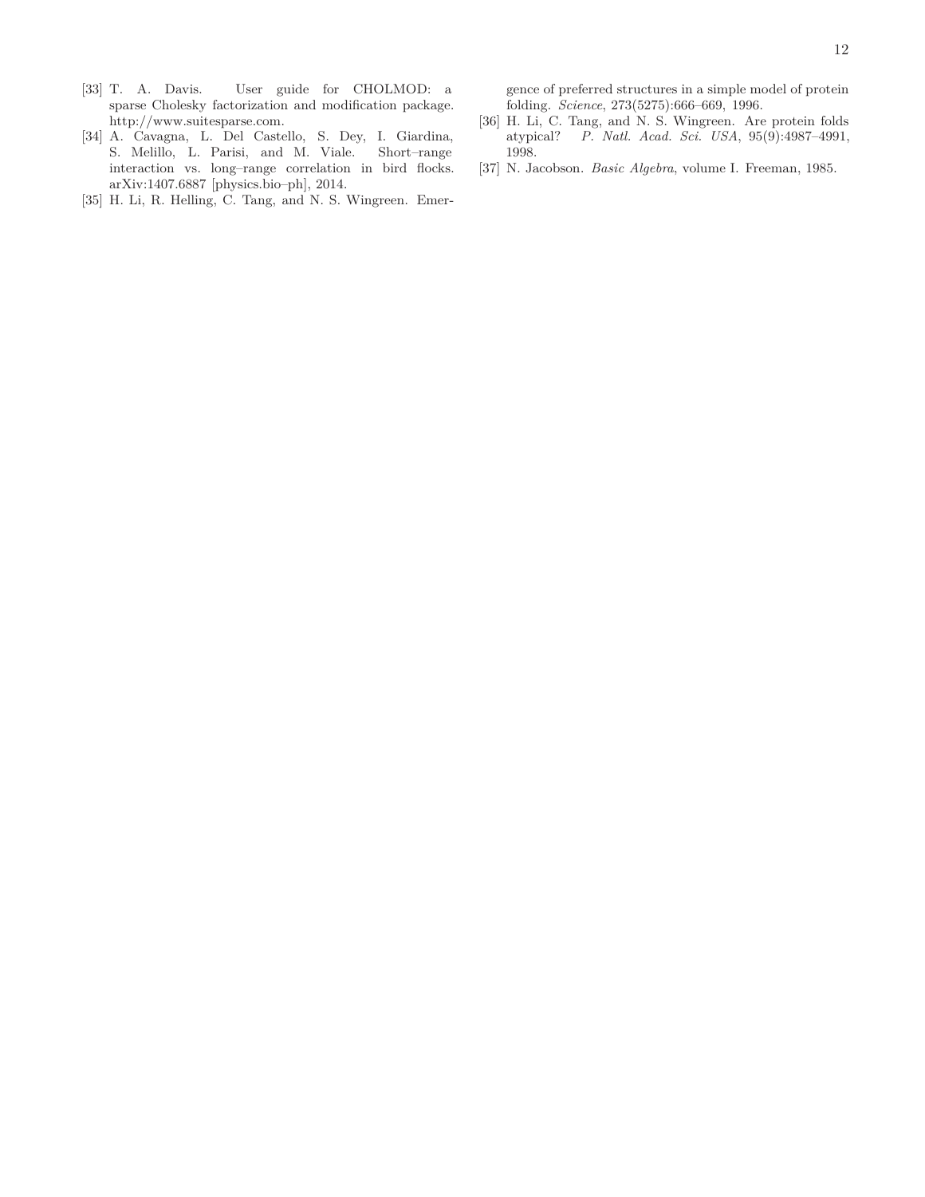[33] T. A. Davis. User guide for CHOLMOD: a sparse Cholesky factorization and modification package. http://www.suitesparse.com.

[34] A. Cavagna, L. Del Castello, S. Dey, I. Giardina, S. Melillo, L. Parisi, and M. Viale. Short–range interaction vs. long–range correlation in bird flocks. arXiv:1407.6887 [physics.bio–ph], 2014.

[35] H. Li, R. Helling, C. Tang, and N. S. Wingreen. Emergence of preferred structures in a simple model of protein folding. *Science*, 273(5275):666–669, 1996.

[36] H. Li, C. Tang, and N. S. Wingreen. Are protein folds atypical? *P. Natl. Acad. Sci. USA*, 95(9):4987–4991, 1998.

[37] N. Jacobson. *Basic Algebra*, volume I. Freeman, 1985.